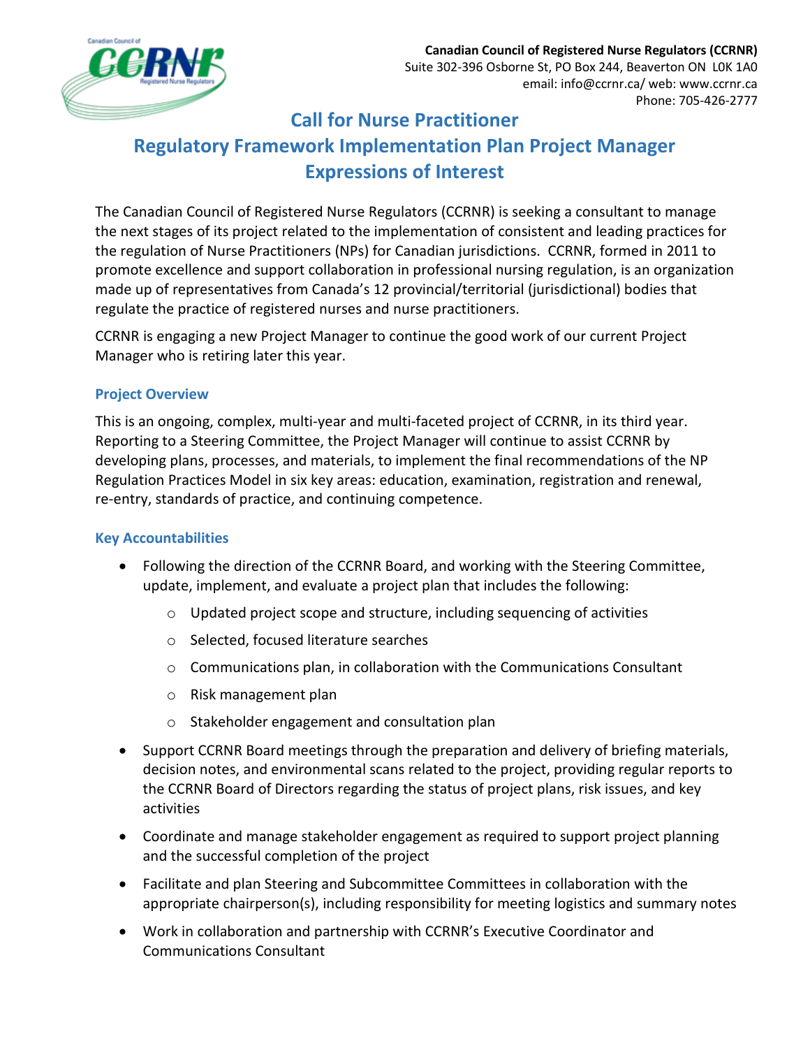**Canadian Council of Registered Nurse Regulators (CCRNR)**
Suite 302-396 Osborne St, PO Box 244, Beaverton ON L0K 1A0
email: info@ccrnr.ca/ web: www.ccrnr.ca
Phone: 705-426-2777

# Call for Nurse Practitioner Regulatory Framework Implementation Plan Project Manager Expressions of Interest

The Canadian Council of Registered Nurse Regulators (CCRNR) is seeking a consultant to manage the next stages of its project related to the implementation of consistent and leading practices for the regulation of Nurse Practitioners (NPs) for Canadian jurisdictions. CCRNR, formed in 2011 to promote excellence and support collaboration in professional nursing regulation, is an organization made up of representatives from Canada's 12 provincial/territorial (jurisdictional) bodies that regulate the practice of registered nurses and nurse practitioners.

CCRNR is engaging a new Project Manager to continue the good work of our current Project Manager who is retiring later this year.

## Project Overview

This is an ongoing, complex, multi-year and multi-faceted project of CCRNR, in its third year. Reporting to a Steering Committee, the Project Manager will continue to assist CCRNR by developing plans, processes, and materials, to implement the final recommendations of the NP Regulation Practices Model in six key areas: education, examination, registration and renewal, re-entry, standards of practice, and continuing competence.

## Key Accountabilities

- Following the direction of the CCRNR Board, and working with the Steering Committee, update, implement, and evaluate a project plan that includes the following:
  - Updated project scope and structure, including sequencing of activities
  - Selected, focused literature searches
  - Communications plan, in collaboration with the Communications Consultant
  - Risk management plan
  - Stakeholder engagement and consultation plan
- Support CCRNR Board meetings through the preparation and delivery of briefing materials, decision notes, and environmental scans related to the project, providing regular reports to the CCRNR Board of Directors regarding the status of project plans, risk issues, and key activities
- Coordinate and manage stakeholder engagement as required to support project planning and the successful completion of the project
- Facilitate and plan Steering and Subcommittee Committees in collaboration with the appropriate chairperson(s), including responsibility for meeting logistics and summary notes
- Work in collaboration and partnership with CCRNR's Executive Coordinator and Communications Consultant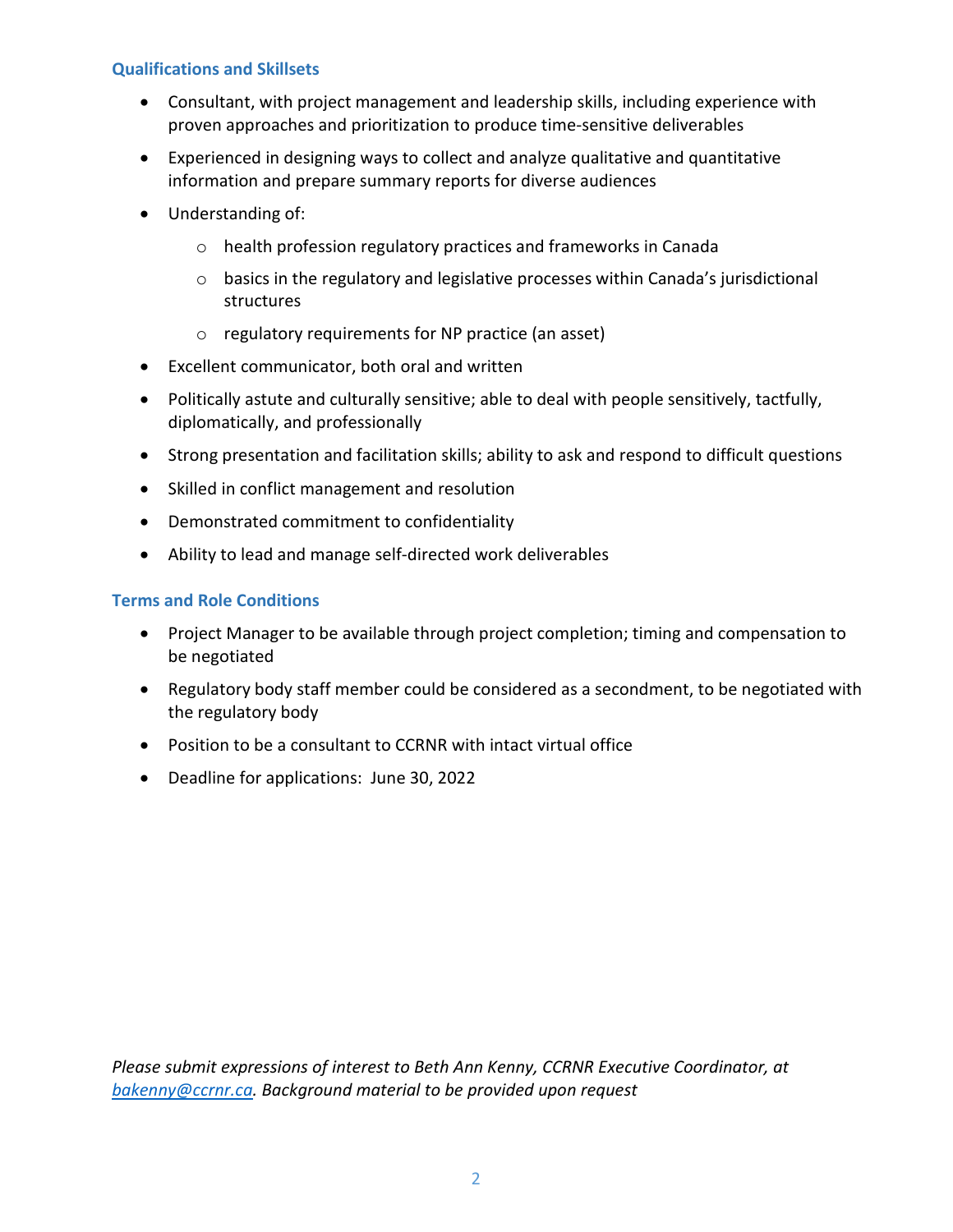### Qualifications and Skillsets

- Consultant, with project management and leadership skills, including experience with proven approaches and prioritization to produce time-sensitive deliverables
- Experienced in designing ways to collect and analyze qualitative and quantitative information and prepare summary reports for diverse audiences
- Understanding of:
  - health profession regulatory practices and frameworks in Canada
  - basics in the regulatory and legislative processes within Canada's jurisdictional structures
  - regulatory requirements for NP practice (an asset)
- Excellent communicator, both oral and written
- Politically astute and culturally sensitive; able to deal with people sensitively, tactfully, diplomatically, and professionally
- Strong presentation and facilitation skills; ability to ask and respond to difficult questions
- Skilled in conflict management and resolution
- Demonstrated commitment to confidentiality
- Ability to lead and manage self-directed work deliverables

### Terms and Role Conditions

- Project Manager to be available through project completion; timing and compensation to be negotiated
- Regulatory body staff member could be considered as a secondment, to be negotiated with the regulatory body
- Position to be a consultant to CCRNR with intact virtual office
- Deadline for applications: June 30, 2022

*Please submit expressions of interest to Beth Ann Kenny, CCRNR Executive Coordinator, at [bakenny@ccrnr.ca](mailto:bakenny@ccrnr.ca). Background material to be provided upon request*